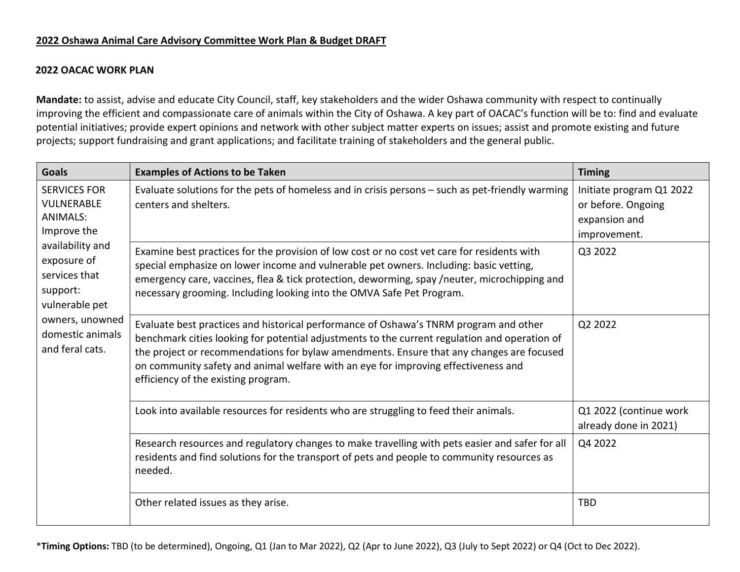# 2022 Oshawa Animal Care Advisory Committee Work Plan & Budget DRAFT

## 2022 OACAC WORK PLAN

**Mandate:** to assist, advise and educate City Council, staff, key stakeholders and the wider Oshawa community with respect to continually improving the efficient and compassionate care of animals within the City of Oshawa. A key part of OACAC's function will be to: find and evaluate potential initiatives; provide expert opinions and network with other subject matter experts on issues; assist and promote existing and future projects; support fundraising and grant applications; and facilitate training of stakeholders and the general public.

| Goals | Examples of Actions to be Taken | Timing |
|---|---|---|
| SERVICES FOR VULNERABLE ANIMALS: Improve the availability and exposure of services that support: vulnerable pet owners, unowned domestic animals and feral cats. | Evaluate solutions for the pets of homeless and in crisis persons – such as pet-friendly warming centers and shelters. | Initiate program Q1 2022 or before. Ongoing expansion and improvement. |
| | Examine best practices for the provision of low cost or no cost vet care for residents with special emphasize on lower income and vulnerable pet owners. Including: basic vetting, emergency care, vaccines, flea & tick protection, deworming, spay /neuter, microchipping and necessary grooming. Including looking into the OMVA Safe Pet Program. | Q3 2022 |
| | Evaluate best practices and historical performance of Oshawa's TNRM program and other benchmark cities looking for potential adjustments to the current regulation and operation of the project or recommendations for bylaw amendments. Ensure that any changes are focused on community safety and animal welfare with an eye for improving effectiveness and efficiency of the existing program. | Q2 2022 |
| | Look into available resources for residents who are struggling to feed their animals. | Q1 2022 (continue work already done in 2021) |
| | Research resources and regulatory changes to make travelling with pets easier and safer for all residents and find solutions for the transport of pets and people to community resources as needed. | Q4 2022 |
| | Other related issues as they arise. | TBD |

*__Timing Options:__ TBD (to be determined), Ongoing, Q1 (Jan to Mar 2022), Q2 (Apr to June 2022), Q3 (July to Sept 2022) or Q4 (Oct to Dec 2022).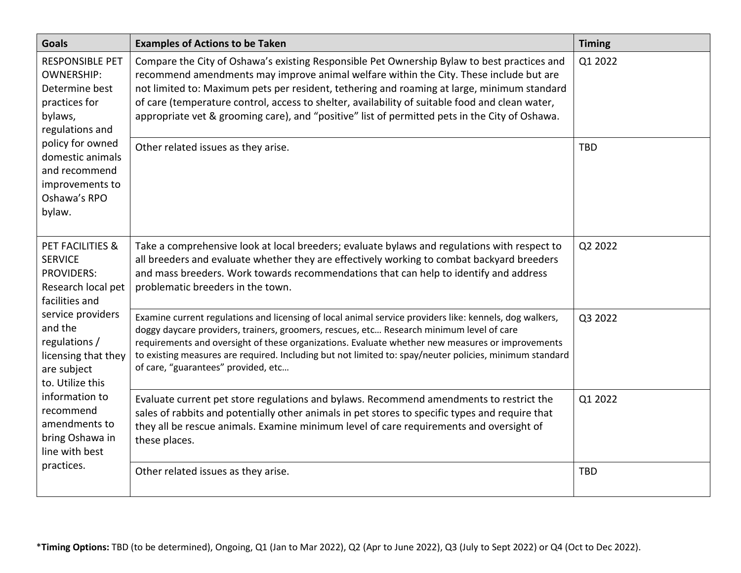| Goals | Examples of Actions to be Taken | Timing |
| --- | --- | --- |
| RESPONSIBLE PET OWNERSHIP: Determine best practices for bylaws, regulations and policy for owned domestic animals and recommend improvements to Oshawa's RPO bylaw. | Compare the City of Oshawa's existing Responsible Pet Ownership Bylaw to best practices and recommend amendments may improve animal welfare within the City. These include but are not limited to: Maximum pets per resident, tethering and roaming at large, minimum standard of care (temperature control, access to shelter, availability of suitable food and clean water, appropriate vet & grooming care), and "positive" list of permitted pets in the City of Oshawa. | Q1 2022 |
| | Other related issues as they arise. | TBD |
| PET FACILITIES & SERVICE PROVIDERS: Research local pet facilities and service providers and the regulations / licensing that they are subject to. Utilize this information to recommend amendments to bring Oshawa in line with best practices. | Take a comprehensive look at local breeders; evaluate bylaws and regulations with respect to all breeders and evaluate whether they are effectively working to combat backyard breeders and mass breeders. Work towards recommendations that can help to identify and address problematic breeders in the town. | Q2 2022 |
| | Examine current regulations and licensing of local animal service providers like: kennels, dog walkers, doggy daycare providers, trainers, groomers, rescues, etc… Research minimum level of care requirements and oversight of these organizations. Evaluate whether new measures or improvements to existing measures are required. Including but not limited to: spay/neuter policies, minimum standard of care, "guarantees" provided, etc… | Q3 2022 |
| | Evaluate current pet store regulations and bylaws. Recommend amendments to restrict the sales of rabbits and potentially other animals in pet stores to specific types and require that they all be rescue animals. Examine minimum level of care requirements and oversight of these places. | Q1 2022 |
| | Other related issues as they arise. | TBD |

*__Timing Options:__ TBD (to be determined), Ongoing, Q1 (Jan to Mar 2022), Q2 (Apr to June 2022), Q3 (July to Sept 2022) or Q4 (Oct to Dec 2022).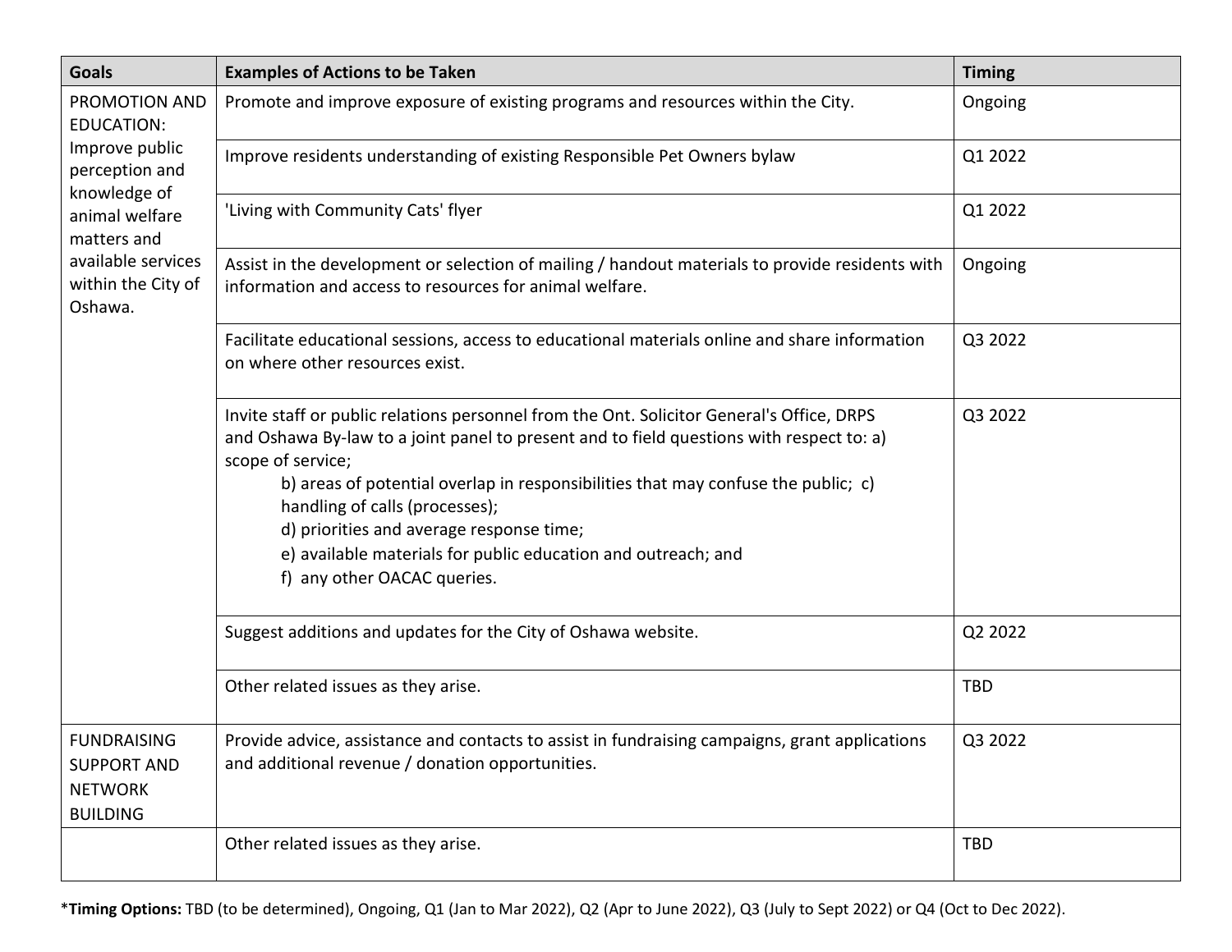| Goals | Examples of Actions to be Taken | Timing |
|---|---|---|
| PROMOTION AND EDUCATION: Improve public perception and knowledge of animal welfare matters and available services within the City of Oshawa. | Promote and improve exposure of existing programs and resources within the City. | Ongoing |
| | Improve residents understanding of existing Responsible Pet Owners bylaw | Q1 2022 |
| | 'Living with Community Cats' flyer | Q1 2022 |
| | Assist in the development or selection of mailing / handout materials to provide residents with information and access to resources for animal welfare. | Ongoing |
| | Facilitate educational sessions, access to educational materials online and share information on where other resources exist. | Q3 2022 |
| | Invite staff or public relations personnel from the Ont. Solicitor General's Office, DRPS and Oshawa By-law to a joint panel to present and to field questions with respect to: a) scope of service; b) areas of potential overlap in responsibilities that may confuse the public; c) handling of calls (processes); d) priorities and average response time; e) available materials for public education and outreach; and f) any other OACAC queries. | Q3 2022 |
| | Suggest additions and updates for the City of Oshawa website. | Q2 2022 |
| | Other related issues as they arise. | TBD |
| FUNDRAISING SUPPORT AND NETWORK BUILDING | Provide advice, assistance and contacts to assist in fundraising campaigns, grant applications and additional revenue / donation opportunities. | Q3 2022 |
| | Other related issues as they arise. | TBD |

\***Timing Options:** TBD (to be determined), Ongoing, Q1 (Jan to Mar 2022), Q2 (Apr to June 2022), Q3 (July to Sept 2022) or Q4 (Oct to Dec 2022).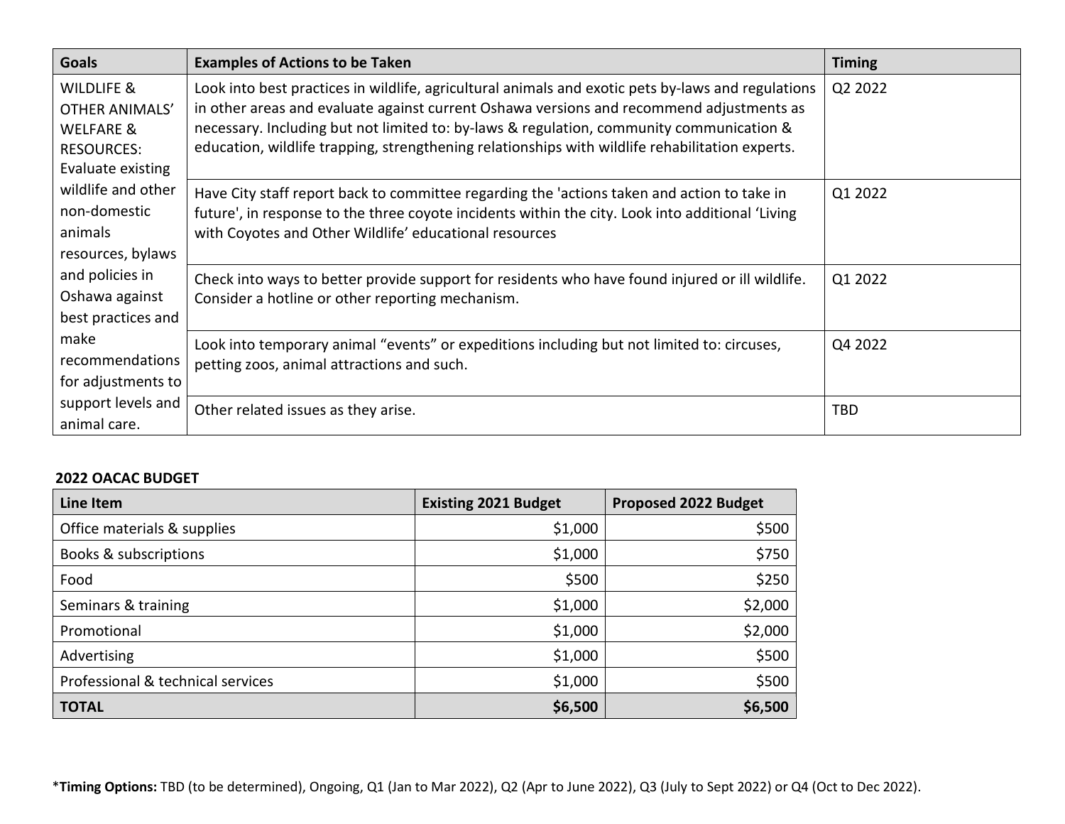| Goals | Examples of Actions to be Taken | Timing |
|---|---|---|
| WILDLIFE & OTHER ANIMALS' WELFARE & RESOURCES: Evaluate existing wildlife and other non-domestic animals resources, bylaws and policies in Oshawa against best practices and make recommendations for adjustments to support levels and animal care. | Look into best practices in wildlife, agricultural animals and exotic pets by-laws and regulations in other areas and evaluate against current Oshawa versions and recommend adjustments as necessary. Including but not limited to: by-laws & regulation, community communication & education, wildlife trapping, strengthening relationships with wildlife rehabilitation experts. | Q2 2022 |
| | Have City staff report back to committee regarding the 'actions taken and action to take in future', in response to the three coyote incidents within the city. Look into additional 'Living with Coyotes and Other Wildlife' educational resources | Q1 2022 |
| | Check into ways to better provide support for residents who have found injured or ill wildlife. Consider a hotline or other reporting mechanism. | Q1 2022 |
| | Look into temporary animal "events" or expeditions including but not limited to: circuses, petting zoos, animal attractions and such. | Q4 2022 |
| | Other related issues as they arise. | TBD |

**2022 OACAC BUDGET**

| Line Item | Existing 2021 Budget | Proposed 2022 Budget |
|---|---:|---:|
| Office materials & supplies | $1,000 | $500 |
| Books & subscriptions | $1,000 | $750 |
| Food | $500 | $250 |
| Seminars & training | $1,000 | $2,000 |
| Promotional | $1,000 | $2,000 |
| Advertising | $1,000 | $500 |
| Professional & technical services | $1,000 | $500 |
| **TOTAL** | **$6,500** | **$6,500** |

*__Timing Options:__ TBD (to be determined), Ongoing, Q1 (Jan to Mar 2022), Q2 (Apr to June 2022), Q3 (July to Sept 2022) or Q4 (Oct to Dec 2022).